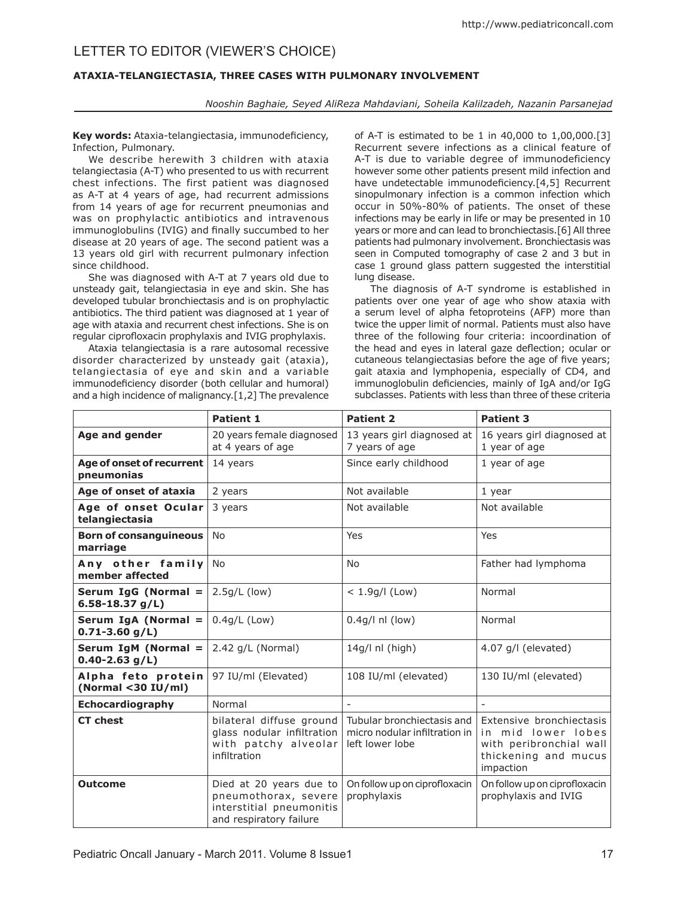# LETTER TO EDITOR (VIEWER'S CHOICE)

## ATAXIA-TELANGIECTASIA, THREE CASES WITH PULMONARY INVOLVEMENT

*Nooshin Baghaie, Seyed AliReza Mahdaviani, Soheila Kalilzadeh, Nazanin Parsanejad*

**Key words:** Ataxia-telangiectasia, immunodeficiency, Infection, Pulmonary.

We describe herewith 3 children with ataxia telangiectasia (A-T) who presented to us with recurrent chest infections. The first patient was diagnosed as A-T at 4 years of age, had recurrent admissions from 14 years of age for recurrent pneumonias and was on prophylactic antibiotics and intravenous immunoglobulins (IVIG) and finally succumbed to her disease at 20 years of age. The second patient was a 13 years old girl with recurrent pulmonary infection since childhood.

She was diagnosed with A-T at 7 years old due to unsteady gait, telangiectasia in eye and skin. She has developed tubular bronchiectasis and is on prophylactic antibiotics. The third patient was diagnosed at 1 year of age with ataxia and recurrent chest infections. She is on regular ciprofloxacin prophylaxis and IVIG prophylaxis.

Ataxia telangiectasia is a rare autosomal recessive disorder characterized by unsteady gait (ataxia), telangiectasia of eye and skin and a variable immunodeficiency disorder (both cellular and humoral) and a high incidence of malignancy.[1,2] The prevalence of A-T is estimated to be 1 in 40,000 to 1,00,000.[3] Recurrent severe infections as a clinical feature of A-T is due to variable degree of immunodeficiency however some other patients present mild infection and have undetectable immunodeficiency.[4,5] Recurrent sinopulmonary infection is a common infection which occur in 50%-80% of patients. The onset of these infections may be early in life or may be presented in 10 years or more and can lead to bronchiectasis.[6] All three patients had pulmonary involvement. Bronchiectasis was seen in Computed tomography of case 2 and 3 but in case 1 ground glass pattern suggested the interstitial lung disease.

The diagnosis of A-T syndrome is established in patients over one year of age who show ataxia with a serum level of alpha fetoproteins (AFP) more than twice the upper limit of normal. Patients must also have three of the following four criteria: incoordination of the head and eyes in lateral gaze deflection; ocular or cutaneous telangiectasias before the age of five years; gait ataxia and lymphopenia, especially of CD4, and immunoglobulin deficiencies, mainly of IgA and/or IgG subclasses. Patients with less than three of these criteria

| | **Patient 1** | **Patient 2** | **Patient 3** |
|---|---|---|---|
| **Age and gender** | 20 years female diagnosed at 4 years of age | 13 years girl diagnosed at 7 years of age | 16 years girl diagnosed at 1 year of age |
| **Age of onset of recurrent pneumonias** | 14 years | Since early childhood | 1 year of age |
| **Age of onset of ataxia** | 2 years | Not available | 1 year |
| **Age of onset Ocular telangiectasia** | 3 years | Not available | Not available |
| **Born of consanguineous marriage** | No | Yes | Yes |
| **Any other family member affected** | No | No | Father had lymphoma |
| **Serum IgG (Normal = 6.58-18.37 g/L)** | 2.5g/L (low) | < 1.9g/l (Low) | Normal |
| **Serum IgA (Normal = 0.71-3.60 g/L)** | 0.4g/L (Low) | 0.4g/l nl (low) | Normal |
| **Serum IgM (Normal = 0.40-2.63 g/L)** | 2.42 g/L (Normal) | 14g/l nl (high) | 4.07 g/l (elevated) |
| **Alpha feto protein (Normal <30 IU/ml)** | 97 IU/ml (Elevated) | 108 IU/ml (elevated) | 130 IU/ml (elevated) |
| **Echocardiography** | Normal | - | - |
| **CT chest** | bilateral diffuse ground glass nodular infiltration with patchy alveolar infiltration | Tubular bronchiectasis and micro nodular infiltration in left lower lobe | Extensive bronchiectasis in mid lower lobes with peribronchial wall thickening and mucus impaction |
| **Outcome** | Died at 20 years due to pneumothorax, severe interstitial pneumonitis and respiratory failure | On follow up on ciprofloxacin prophylaxis | On follow up on ciprofloxacin prophylaxis and IVIG |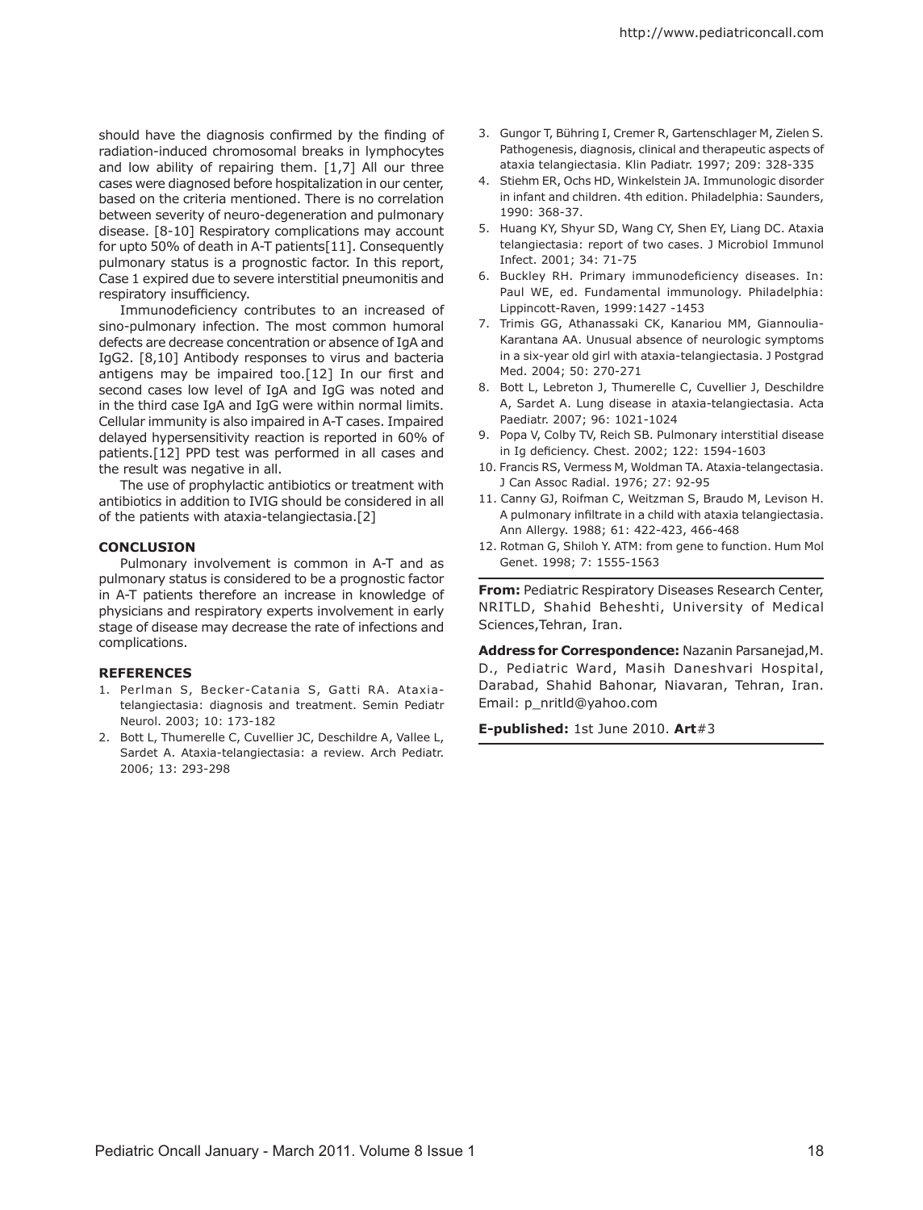should have the diagnosis confirmed by the finding of radiation-induced chromosomal breaks in lymphocytes and low ability of repairing them. [1,7] All our three cases were diagnosed before hospitalization in our center, based on the criteria mentioned. There is no correlation between severity of neuro-degeneration and pulmonary disease. [8-10] Respiratory complications may account for upto 50% of death in A-T patients[11]. Consequently pulmonary status is a prognostic factor. In this report, Case 1 expired due to severe interstitial pneumonitis and respiratory insufficiency.

Immunodeficiency contributes to an increased of sino-pulmonary infection. The most common humoral defects are decrease concentration or absence of IgA and IgG2. [8,10] Antibody responses to virus and bacteria antigens may be impaired too.[12] In our first and second cases low level of IgA and IgG was noted and in the third case IgA and IgG were within normal limits. Cellular immunity is also impaired in A-T cases. Impaired delayed hypersensitivity reaction is reported in 60% of patients.[12] PPD test was performed in all cases and the result was negative in all.

The use of prophylactic antibiotics or treatment with antibiotics in addition to IVIG should be considered in all of the patients with ataxia-telangiectasia.[2]

## CONCLUSION

Pulmonary involvement is common in A-T and as pulmonary status is considered to be a prognostic factor in A-T patients therefore an increase in knowledge of physicians and respiratory experts involvement in early stage of disease may decrease the rate of infections and complications.

## REFERENCES

1. Perlman S, Becker-Catania S, Gatti RA. Ataxia-telangiectasia: diagnosis and treatment. Semin Pediatr Neurol. 2003; 10: 173-182
2. Bott L, Thumerelle C, Cuvellier JC, Deschildre A, Vallee L, Sardet A. Ataxia-telangiectasia: a review. Arch Pediatr. 2006; 13: 293-298
3. Gungor T, Bühring I, Cremer R, Gartenschlager M, Zielen S. Pathogenesis, diagnosis, clinical and therapeutic aspects of ataxia telangiectasia. Klin Padiatr. 1997; 209: 328-335
4. Stiehm ER, Ochs HD, Winkelstein JA. Immunologic disorder in infant and children. 4th edition. Philadelphia: Saunders, 1990: 368-37.
5. Huang KY, Shyur SD, Wang CY, Shen EY, Liang DC. Ataxia telangiectasia: report of two cases. J Microbiol Immunol Infect. 2001; 34: 71-75
6. Buckley RH. Primary immunodeficiency diseases. In: Paul WE, ed. Fundamental immunology. Philadelphia: Lippincott-Raven, 1999:1427 -1453
7. Trimis GG, Athanassaki CK, Kanariou MM, Giannoulia-Karantana AA. Unusual absence of neurologic symptoms in a six-year old girl with ataxia-telangiectasia. J Postgrad Med. 2004; 50: 270-271
8. Bott L, Lebreton J, Thumerelle C, Cuvellier J, Deschildre A, Sardet A. Lung disease in ataxia-telangiectasia. Acta Paediatr. 2007; 96: 1021-1024
9. Popa V, Colby TV, Reich SB. Pulmonary interstitial disease in Ig deficiency. Chest. 2002; 122: 1594-1603
10. Francis RS, Vermess M, Woldman TA. Ataxia-telangectasia. J Can Assoc Radial. 1976; 27: 92-95
11. Canny GJ, Roifman C, Weitzman S, Braudo M, Levison H. A pulmonary infiltrate in a child with ataxia telangiectasia. Ann Allergy. 1988; 61: 422-423, 466-468
12. Rotman G, Shiloh Y. ATM: from gene to function. Hum Mol Genet. 1998; 7: 1555-1563

**From:** Pediatric Respiratory Diseases Research Center, NRITLD, Shahid Beheshti, University of Medical Sciences,Tehran, Iran.

**Address for Correspondence:** Nazanin Parsanejad,M. D., Pediatric Ward, Masih Daneshvari Hospital, Darabad, Shahid Bahonar, Niavaran, Tehran, Iran. Email: p_nritld@yahoo.com

**E-published:** 1st June 2010. **Art**#3